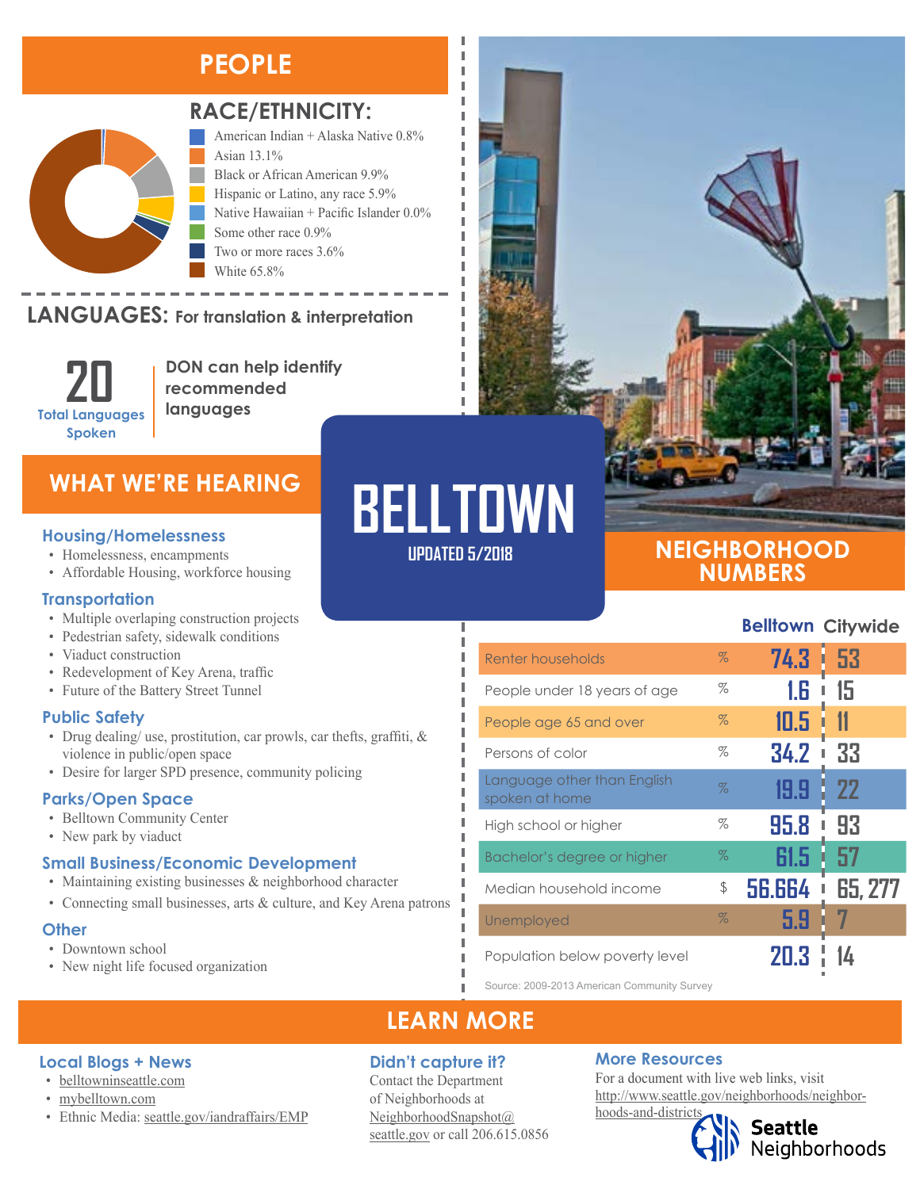# BELLTOWN

UPDATED 5/2018

## PEOPLE

### RACE/ETHNICITY:

- American Indian + Alaska Native 0.8%
- Asian 13.1%
- Black or African American 9.9%
- Hispanic or Latino, any race 5.9%
- Native Hawaiian + Pacific Islander 0.0%
- Some other race 0.9%
- Two or more races 3.6%
- White 65.8%

### LANGUAGES: For translation & interpretation

**20** Total Languages Spoken

DON can help identify recommended languages

## WHAT WE'RE HEARING

### Housing/Homelessness

- Homelessness, encampments
- Affordable Housing, workforce housing

### Transportation

- Multiple overlaping construction projects
- Pedestrian safety, sidewalk conditions
- Viaduct construction
- Redevelopment of Key Arena, traffic
- Future of the Battery Street Tunnel

### Public Safety

- Drug dealing/ use, prostitution, car prowls, car thefts, graffiti, & violence in public/open space
- Desire for larger SPD presence, community policing

### Parks/Open Space

- Belltown Community Center
- New park by viaduct

### Small Business/Economic Development

- Maintaining existing businesses & neighborhood character
- Connecting small businesses, arts & culture, and Key Arena patrons

### Other

- Downtown school
- New night life focused organization

## NEIGHBORHOOD NUMBERS

| | | Belltown | Citywide |
|---|---|---|---|
| Renter households | % | 74.3 | 53 |
| People under 18 years of age | % | 1.6 | 15 |
| People age 65 and over | % | 10.5 | 11 |
| Persons of color | % | 34.2 | 33 |
| Language other than English spoken at home | % | 19.9 | 22 |
| High school or higher | % | 95.8 | 93 |
| Bachelor's degree or higher | % | 61.5 | 57 |
| Median household income | $ | 56.664 | 65, 277 |
| Unemployed | % | 5.9 | 7 |
| Population below poverty level | | 20.3 | 14 |

Source: 2009-2013 American Community Survey

## LEARN MORE

### Local Blogs + News

- belltowninseattle.com
- mybelltown.com
- Ethnic Media: seattle.gov/iandraffairs/EMP

### Didn't capture it?

Contact the Department of Neighborhoods at NeighborhoodSnapshot@seattle.gov or call 206.615.0856

### More Resources

For a document with live web links, visit http://www.seattle.gov/neighborhoods/neighborhoods-and-districts

Seattle Neighborhoods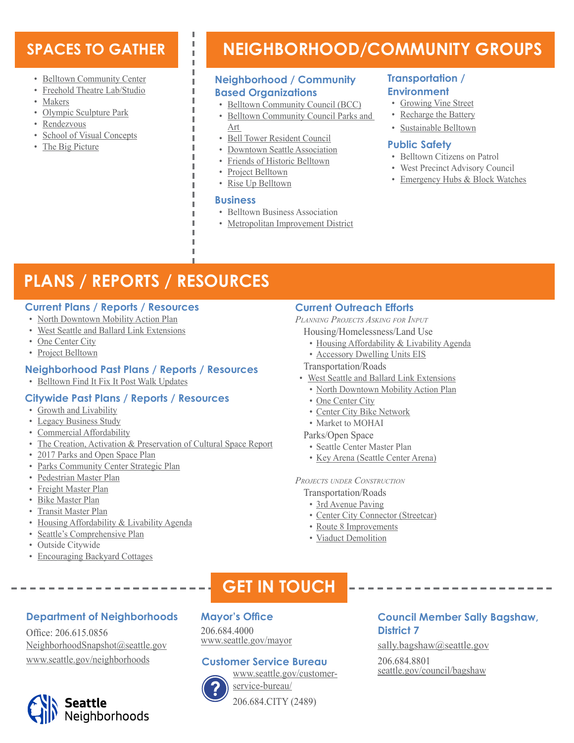## SPACES TO GATHER

- Belltown Community Center
- Freehold Theatre Lab/Studio
- Makers
- Olympic Sculpture Park
- Rendezvous
- School of Visual Concepts
- The Big Picture

## NEIGHBORHOOD/COMMUNITY GROUPS

### Neighborhood / Community Based Organizations

- Belltown Community Council (BCC)
- Belltown Community Council Parks and Art
- Bell Tower Resident Council
- Downtown Seattle Association
- Friends of Historic Belltown
- Project Belltown
- Rise Up Belltown

### Business

- Belltown Business Association
- Metropolitan Improvement District

### Transportation / Environment

- Growing Vine Street
- Recharge the Battery
- Sustainable Belltown

### Public Safety

- Belltown Citizens on Patrol
- West Precinct Advisory Council
- Emergency Hubs & Block Watches

## PLANS / REPORTS / RESOURCES

### Current Plans / Reports / Resources

- North Downtown Mobility Action Plan
- West Seattle and Ballard Link Extensions
- One Center City
- Project Belltown

### Neighborhood Past Plans / Reports / Resources

- Belltown Find It Fix It Post Walk Updates

### Citywide Past Plans / Reports / Resources

- Growth and Livability
- Legacy Business Study
- Commercial Affordability
- The Creation, Activation & Preservation of Cultural Space Report
- 2017 Parks and Open Space Plan
- Parks Community Center Strategic Plan
- Pedestrian Master Plan
- Freight Master Plan
- Bike Master Plan
- Transit Master Plan
- Housing Affordability & Livability Agenda
- Seattle's Comprehensive Plan
- Outside Citywide
- Encouraging Backyard Cottages

### Current Outreach Efforts

*Planning Projects Asking for Input*

Housing/Homelessness/Land Use

- Housing Affordability & Livability Agenda
- Accessory Dwelling Units EIS

Transportation/Roads

- West Seattle and Ballard Link Extensions
- North Downtown Mobility Action Plan
- One Center City
- Center City Bike Network
- Market to MOHAI

Parks/Open Space

- Seattle Center Master Plan
- Key Arena (Seattle Center Arena)

*Projects under Construction*

Transportation/Roads

- 3rd Avenue Paving
- Center City Connector (Streetcar)
- Route 8 Improvements
- Viaduct Demolition

## GET IN TOUCH

### Department of Neighborhoods

Office: 206.615.0856
NeighborhoodSnapshot@seattle.gov
www.seattle.gov/neighborhoods

Seattle Neighborhoods

### Mayor's Office

206.684.4000
www.seattle.gov/mayor

### Customer Service Bureau

www.seattle.gov/customer-service-bureau/
206.684.CITY (2489)

### Council Member Sally Bagshaw, District 7

sally.bagshaw@seattle.gov
206.684.8801
seattle.gov/council/bagshaw